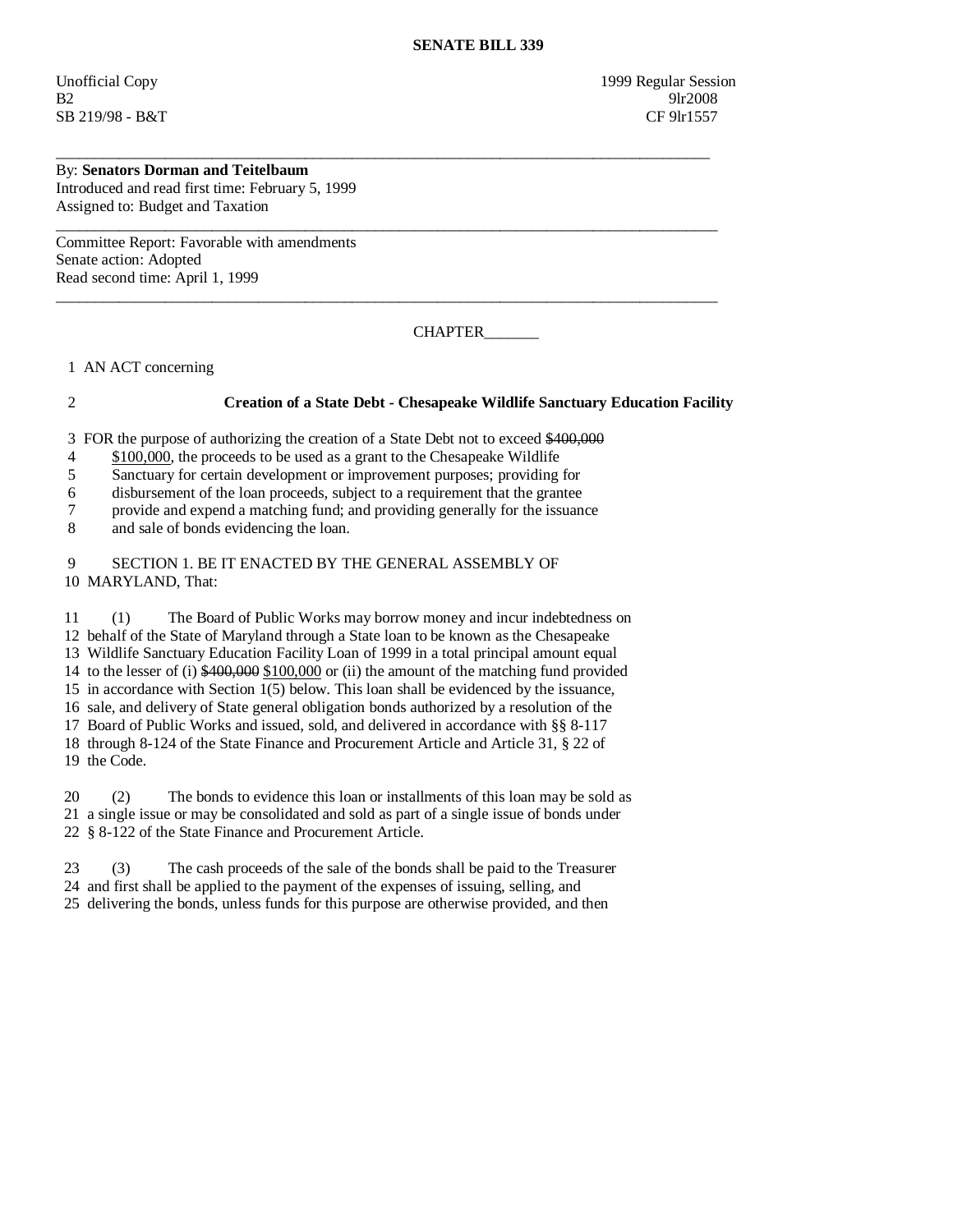# SENATE BILL 339

Unofficial Copy 1999 Regular Session
B2 9lr2008
SB 219/98 - B&T CF 9lr1557

---

By: **Senators Dorman and Teitelbaum**
Introduced and read first time: February 5, 1999
Assigned to: Budget and Taxation

---

Committee Report: Favorable with amendments
Senate action: Adopted
Read second time: April 1, 1999

---

CHAPTER_______

1 AN ACT concerning

2 **Creation of a State Debt - Chesapeake Wildlife Sanctuary Education Facility**

3 FOR the purpose of authorizing the creation of a State Debt not to exceed ~~$400,000~~
4 $100,000, the proceeds to be used as a grant to the Chesapeake Wildlife
5 Sanctuary for certain development or improvement purposes; providing for
6 disbursement of the loan proceeds, subject to a requirement that the grantee
7 provide and expend a matching fund; and providing generally for the issuance
8 and sale of bonds evidencing the loan.

9 SECTION 1. BE IT ENACTED BY THE GENERAL ASSEMBLY OF
10 MARYLAND, That:

11 (1) The Board of Public Works may borrow money and incur indebtedness on
12 behalf of the State of Maryland through a State loan to be known as the Chesapeake
13 Wildlife Sanctuary Education Facility Loan of 1999 in a total principal amount equal
14 to the lesser of (i) ~~$400,000~~ $100,000 or (ii) the amount of the matching fund provided
15 in accordance with Section 1(5) below. This loan shall be evidenced by the issuance,
16 sale, and delivery of State general obligation bonds authorized by a resolution of the
17 Board of Public Works and issued, sold, and delivered in accordance with §§ 8-117
18 through 8-124 of the State Finance and Procurement Article and Article 31, § 22 of
19 the Code.

20 (2) The bonds to evidence this loan or installments of this loan may be sold as
21 a single issue or may be consolidated and sold as part of a single issue of bonds under
22 § 8-122 of the State Finance and Procurement Article.

23 (3) The cash proceeds of the sale of the bonds shall be paid to the Treasurer
24 and first shall be applied to the payment of the expenses of issuing, selling, and
25 delivering the bonds, unless funds for this purpose are otherwise provided, and then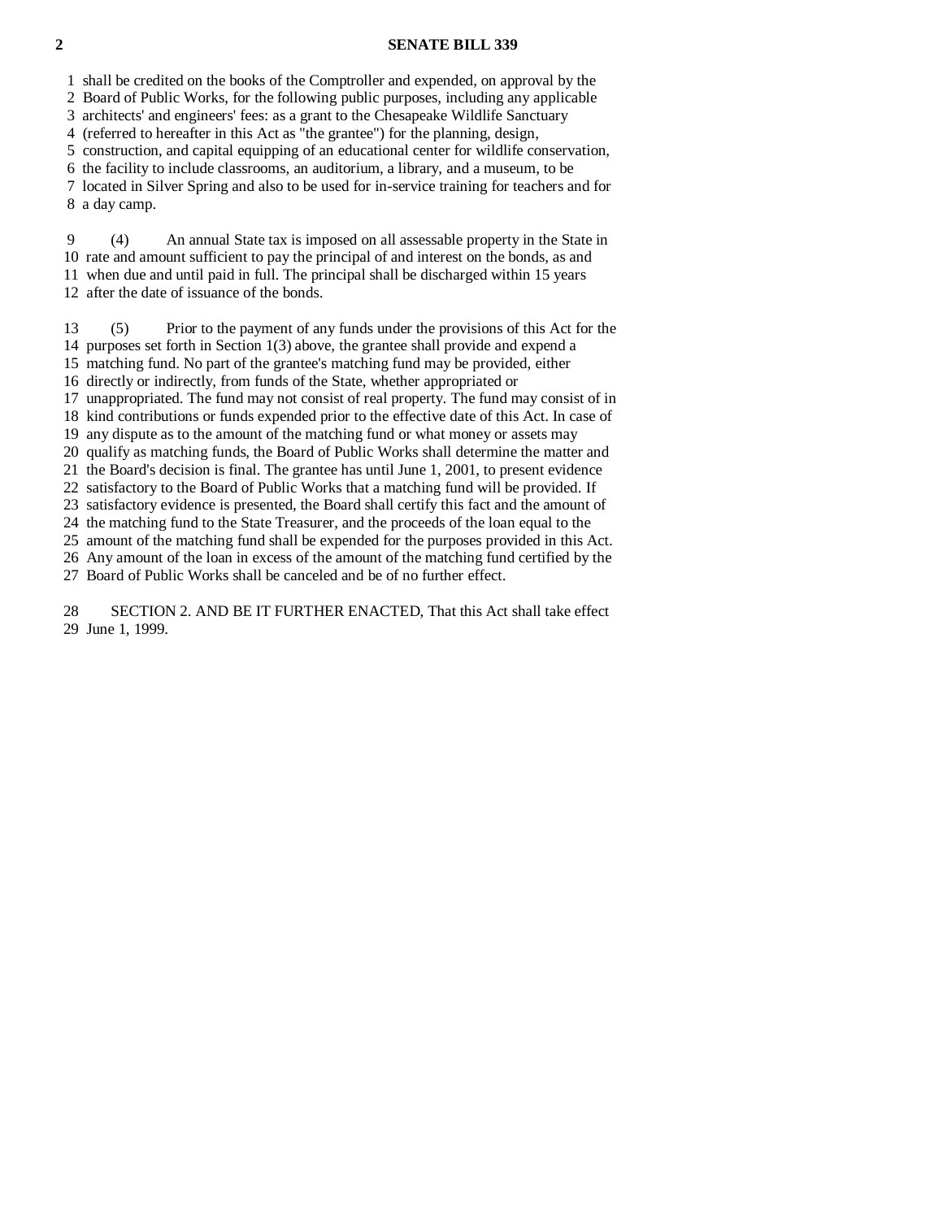shall be credited on the books of the Comptroller and expended, on approval by the Board of Public Works, for the following public purposes, including any applicable architects' and engineers' fees: as a grant to the Chesapeake Wildlife Sanctuary (referred to hereafter in this Act as "the grantee") for the planning, design, construction, and capital equipping of an educational center for wildlife conservation, the facility to include classrooms, an auditorium, a library, and a museum, to be located in Silver Spring and also to be used for in-service training for teachers and for a day camp.

(4) An annual State tax is imposed on all assessable property in the State in rate and amount sufficient to pay the principal of and interest on the bonds, as and when due and until paid in full. The principal shall be discharged within 15 years after the date of issuance of the bonds.

(5) Prior to the payment of any funds under the provisions of this Act for the purposes set forth in Section 1(3) above, the grantee shall provide and expend a matching fund. No part of the grantee's matching fund may be provided, either directly or indirectly, from funds of the State, whether appropriated or unappropriated. The fund may not consist of real property. The fund may consist of in kind contributions or funds expended prior to the effective date of this Act. In case of any dispute as to the amount of the matching fund or what money or assets may qualify as matching funds, the Board of Public Works shall determine the matter and the Board's decision is final. The grantee has until June 1, 2001, to present evidence satisfactory to the Board of Public Works that a matching fund will be provided. If satisfactory evidence is presented, the Board shall certify this fact and the amount of the matching fund to the State Treasurer, and the proceeds of the loan equal to the amount of the matching fund shall be expended for the purposes provided in this Act. Any amount of the loan in excess of the amount of the matching fund certified by the Board of Public Works shall be canceled and be of no further effect.

SECTION 2. AND BE IT FURTHER ENACTED, That this Act shall take effect June 1, 1999.